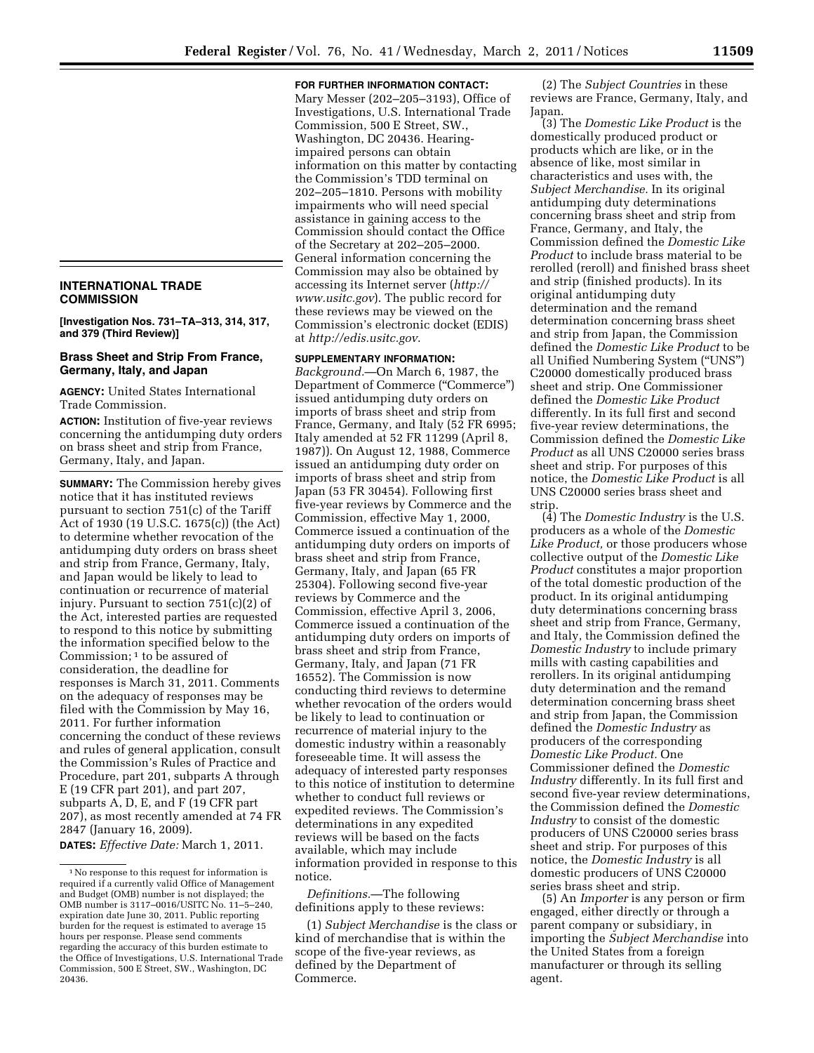## INTERNATIONAL TRADE COMMISSION

**[Investigation Nos. 731–TA–313, 314, 317, and 379 (Third Review)]**

### Brass Sheet and Strip From France, Germany, Italy, and Japan

**AGENCY:** United States International Trade Commission.

**ACTION:** Institution of five-year reviews concerning the antidumping duty orders on brass sheet and strip from France, Germany, Italy, and Japan.

**SUMMARY:** The Commission hereby gives notice that it has instituted reviews pursuant to section 751(c) of the Tariff Act of 1930 (19 U.S.C. 1675(c)) (the Act) to determine whether revocation of the antidumping duty orders on brass sheet and strip from France, Germany, Italy, and Japan would be likely to lead to continuation or recurrence of material injury. Pursuant to section 751(c)(2) of the Act, interested parties are requested to respond to this notice by submitting the information specified below to the Commission;[1] to be assured of consideration, the deadline for responses is March 31, 2011. Comments on the adequacy of responses may be filed with the Commission by May 16, 2011. For further information concerning the conduct of these reviews and rules of general application, consult the Commission's Rules of Practice and Procedure, part 201, subparts A through E (19 CFR part 201), and part 207, subparts A, D, E, and F (19 CFR part 207), as most recently amended at 74 FR 2847 (January 16, 2009).

**DATES:** *Effective Date:* March 1, 2011.

[1] No response to this request for information is required if a currently valid Office of Management and Budget (OMB) number is not displayed; the OMB number is 3117–0016/USITC No. 11–5–240, expiration date June 30, 2011. Public reporting burden for the request is estimated to average 15 hours per response. Please send comments regarding the accuracy of this burden estimate to the Office of Investigations, U.S. International Trade Commission, 500 E Street, SW., Washington, DC 20436.

**FOR FURTHER INFORMATION CONTACT:** Mary Messer (202–205–3193), Office of Investigations, U.S. International Trade Commission, 500 E Street, SW., Washington, DC 20436. Hearing-impaired persons can obtain information on this matter by contacting the Commission's TDD terminal on 202–205–1810. Persons with mobility impairments who will need special assistance in gaining access to the Commission should contact the Office of the Secretary at 202–205–2000. General information concerning the Commission may also be obtained by accessing its Internet server (*http://www.usitc.gov*). The public record for these reviews may be viewed on the Commission's electronic docket (EDIS) at *http://edis.usitc.gov*.

**SUPPLEMENTARY INFORMATION:**

*Background.*—On March 6, 1987, the Department of Commerce ("Commerce") issued antidumping duty orders on imports of brass sheet and strip from France, Germany, and Italy (52 FR 6995; Italy amended at 52 FR 11299 (April 8, 1987)). On August 12, 1988, Commerce issued an antidumping duty order on imports of brass sheet and strip from Japan (53 FR 30454). Following first five-year reviews by Commerce and the Commission, effective May 1, 2000, Commerce issued a continuation of the antidumping duty orders on imports of brass sheet and strip from France, Germany, Italy, and Japan (65 FR 25304). Following second five-year reviews by Commerce and the Commission, effective April 3, 2006, Commerce issued a continuation of the antidumping duty orders on imports of brass sheet and strip from France, Germany, Italy, and Japan (71 FR 16552). The Commission is now conducting third reviews to determine whether revocation of the orders would be likely to lead to continuation or recurrence of material injury to the domestic industry within a reasonably foreseeable time. It will assess the adequacy of interested party responses to this notice of institution to determine whether to conduct full reviews or expedited reviews. The Commission's determinations in any expedited reviews will be based on the facts available, which may include information provided in response to this notice.

*Definitions.*—The following definitions apply to these reviews:

(1) *Subject Merchandise* is the class or kind of merchandise that is within the scope of the five-year reviews, as defined by the Department of Commerce.

(2) The *Subject Countries* in these reviews are France, Germany, Italy, and Japan.

(3) The *Domestic Like Product* is the domestically produced product or products which are like, or in the absence of like, most similar in characteristics and uses with, the *Subject Merchandise.* In its original antidumping duty determinations concerning brass sheet and strip from France, Germany, and Italy, the Commission defined the *Domestic Like Product* to include brass material to be rerolled (reroll) and finished brass sheet and strip (finished products). In its original antidumping duty determination and the remand determination concerning brass sheet and strip from Japan, the Commission defined the *Domestic Like Product* to be all Unified Numbering System ("UNS") C20000 domestically produced brass sheet and strip. One Commissioner defined the *Domestic Like Product* differently. In its full first and second five-year review determinations, the Commission defined the *Domestic Like Product* as all UNS C20000 series brass sheet and strip. For purposes of this notice, the *Domestic Like Product* is all UNS C20000 series brass sheet and strip.

(4) The *Domestic Industry* is the U.S. producers as a whole of the *Domestic Like Product,* or those producers whose collective output of the *Domestic Like Product* constitutes a major proportion of the total domestic production of the product. In its original antidumping duty determinations concerning brass sheet and strip from France, Germany, and Italy, the Commission defined the *Domestic Industry* to include primary mills with casting capabilities and rerollers. In its original antidumping duty determination and the remand determination concerning brass sheet and strip from Japan, the Commission defined the *Domestic Industry* as producers of the corresponding *Domestic Like Product.* One Commissioner defined the *Domestic Industry* differently. In its full first and second five-year review determinations, the Commission defined the *Domestic Industry* to consist of the domestic producers of UNS C20000 series brass sheet and strip. For purposes of this notice, the *Domestic Industry* is all domestic producers of UNS C20000 series brass sheet and strip.

(5) An *Importer* is any person or firm engaged, either directly or through a parent company or subsidiary, in importing the *Subject Merchandise* into the United States from a foreign manufacturer or through its selling agent.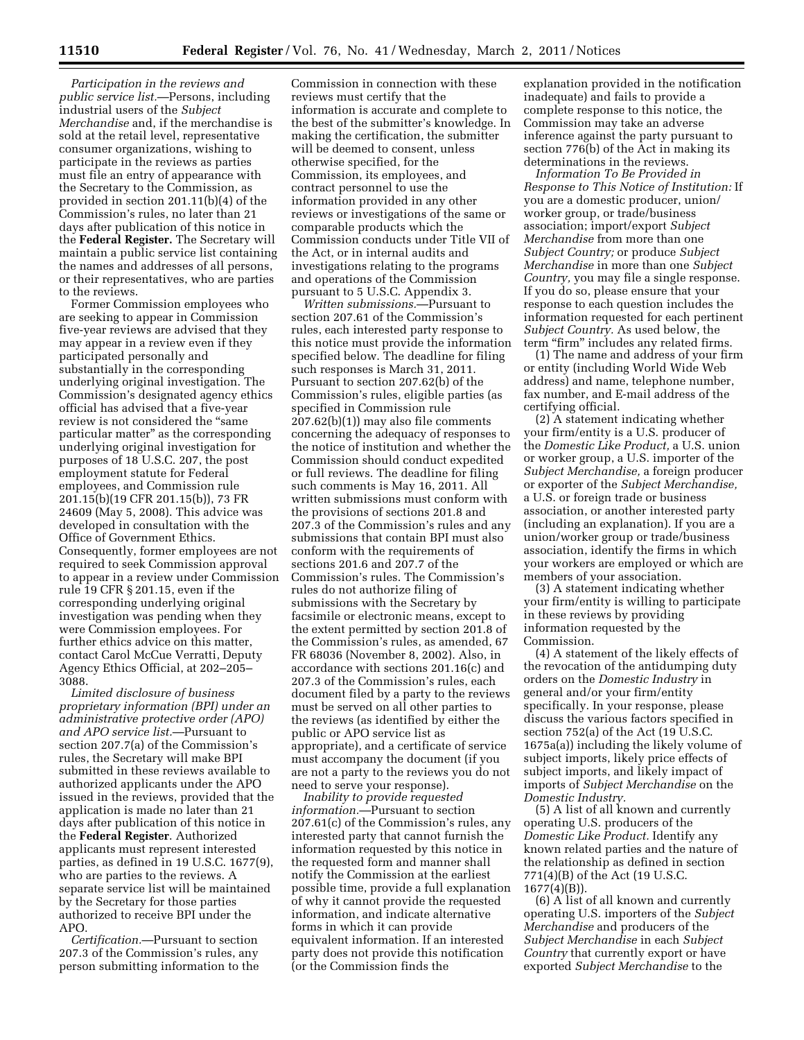*Participation in the reviews and public service list.*—Persons, including industrial users of the *Subject Merchandise* and, if the merchandise is sold at the retail level, representative consumer organizations, wishing to participate in the reviews as parties must file an entry of appearance with the Secretary to the Commission, as provided in section 201.11(b)(4) of the Commission's rules, no later than 21 days after publication of this notice in the **Federal Register.** The Secretary will maintain a public service list containing the names and addresses of all persons, or their representatives, who are parties to the reviews.

Former Commission employees who are seeking to appear in Commission five-year reviews are advised that they may appear in a review even if they participated personally and substantially in the corresponding underlying original investigation. The Commission's designated agency ethics official has advised that a five-year review is not considered the "same particular matter" as the corresponding underlying original investigation for purposes of 18 U.S.C. 207, the post employment statute for Federal employees, and Commission rule 201.15(b)(19 CFR 201.15(b)), 73 FR 24609 (May 5, 2008). This advice was developed in consultation with the Office of Government Ethics. Consequently, former employees are not required to seek Commission approval to appear in a review under Commission rule 19 CFR § 201.15, even if the corresponding underlying original investigation was pending when they were Commission employees. For further ethics advice on this matter, contact Carol McCue Verratti, Deputy Agency Ethics Official, at 202–205–3088.

*Limited disclosure of business proprietary information (BPI) under an administrative protective order (APO) and APO service list.*—Pursuant to section 207.7(a) of the Commission's rules, the Secretary will make BPI submitted in these reviews available to authorized applicants under the APO issued in the reviews, provided that the application is made no later than 21 days after publication of this notice in the **Federal Register**. Authorized applicants must represent interested parties, as defined in 19 U.S.C. 1677(9), who are parties to the reviews. A separate service list will be maintained by the Secretary for those parties authorized to receive BPI under the APO.

*Certification.*—Pursuant to section 207.3 of the Commission's rules, any person submitting information to the Commission in connection with these reviews must certify that the information is accurate and complete to the best of the submitter's knowledge. In making the certification, the submitter will be deemed to consent, unless otherwise specified, for the Commission, its employees, and contract personnel to use the information provided in any other reviews or investigations of the same or comparable products which the Commission conducts under Title VII of the Act, or in internal audits and investigations relating to the programs and operations of the Commission pursuant to 5 U.S.C. Appendix 3.

*Written submissions.*—Pursuant to section 207.61 of the Commission's rules, each interested party response to this notice must provide the information specified below. The deadline for filing such responses is March 31, 2011. Pursuant to section 207.62(b) of the Commission's rules, eligible parties (as specified in Commission rule 207.62(b)(1)) may also file comments concerning the adequacy of responses to the notice of institution and whether the Commission should conduct expedited or full reviews. The deadline for filing such comments is May 16, 2011. All written submissions must conform with the provisions of sections 201.8 and 207.3 of the Commission's rules and any submissions that contain BPI must also conform with the requirements of sections 201.6 and 207.7 of the Commission's rules. The Commission's rules do not authorize filing of submissions with the Secretary by facsimile or electronic means, except to the extent permitted by section 201.8 of the Commission's rules, as amended, 67 FR 68036 (November 8, 2002). Also, in accordance with sections 201.16(c) and 207.3 of the Commission's rules, each document filed by a party to the reviews must be served on all other parties to the reviews (as identified by either the public or APO service list as appropriate), and a certificate of service must accompany the document (if you are not a party to the reviews you do not need to serve your response).

*Inability to provide requested information.*—Pursuant to section 207.61(c) of the Commission's rules, any interested party that cannot furnish the information requested by this notice in the requested form and manner shall notify the Commission at the earliest possible time, provide a full explanation of why it cannot provide the requested information, and indicate alternative forms in which it can provide equivalent information. If an interested party does not provide this notification (or the Commission finds the explanation provided in the notification inadequate) and fails to provide a complete response to this notice, the Commission may take an adverse inference against the party pursuant to section 776(b) of the Act in making its determinations in the reviews.

*Information To Be Provided in Response to This Notice of Institution:* If you are a domestic producer, union/worker group, or trade/business association; import/export *Subject Merchandise* from more than one *Subject Country;* or produce *Subject Merchandise* in more than one *Subject Country,* you may file a single response. If you do so, please ensure that your response to each question includes the information requested for each pertinent *Subject Country.* As used below, the term "firm" includes any related firms.

(1) The name and address of your firm or entity (including World Wide Web address) and name, telephone number, fax number, and E-mail address of the certifying official.

(2) A statement indicating whether your firm/entity is a U.S. producer of the *Domestic Like Product,* a U.S. union or worker group, a U.S. importer of the *Subject Merchandise,* a foreign producer or exporter of the *Subject Merchandise,* a U.S. or foreign trade or business association, or another interested party (including an explanation). If you are a union/worker group or trade/business association, identify the firms in which your workers are employed or which are members of your association.

(3) A statement indicating whether your firm/entity is willing to participate in these reviews by providing information requested by the Commission.

(4) A statement of the likely effects of the revocation of the antidumping duty orders on the *Domestic Industry* in general and/or your firm/entity specifically. In your response, please discuss the various factors specified in section 752(a) of the Act (19 U.S.C. 1675a(a)) including the likely volume of subject imports, likely price effects of subject imports, and likely impact of imports of *Subject Merchandise* on the *Domestic Industry.*

(5) A list of all known and currently operating U.S. producers of the *Domestic Like Product.* Identify any known related parties and the nature of the relationship as defined in section 771(4)(B) of the Act (19 U.S.C. 1677(4)(B)).

(6) A list of all known and currently operating U.S. importers of the *Subject Merchandise* and producers of the *Subject Merchandise* in each *Subject Country* that currently export or have exported *Subject Merchandise* to the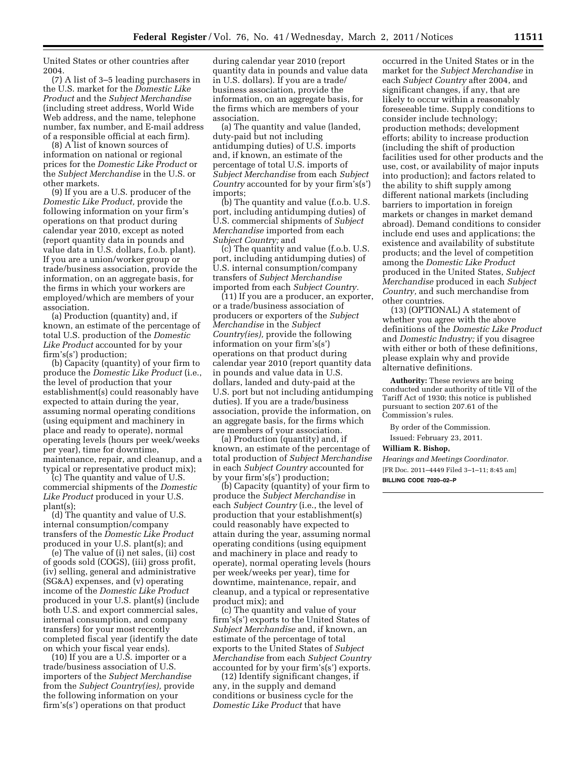United States or other countries after 2004.

(7) A list of 3–5 leading purchasers in the U.S. market for the *Domestic Like Product* and the *Subject Merchandise* (including street address, World Wide Web address, and the name, telephone number, fax number, and E-mail address of a responsible official at each firm).

(8) A list of known sources of information on national or regional prices for the *Domestic Like Product* or the *Subject Merchandise* in the U.S. or other markets.

(9) If you are a U.S. producer of the *Domestic Like Product,* provide the following information on your firm's operations on that product during calendar year 2010, except as noted (report quantity data in pounds and value data in U.S. dollars, f.o.b. plant). If you are a union/worker group or trade/business association, provide the information, on an aggregate basis, for the firms in which your workers are employed/which are members of your association.

(a) Production (quantity) and, if known, an estimate of the percentage of total U.S. production of the *Domestic Like Product* accounted for by your firm's(s') production;

(b) Capacity (quantity) of your firm to produce the *Domestic Like Product* (i.e., the level of production that your establishment(s) could reasonably have expected to attain during the year, assuming normal operating conditions (using equipment and machinery in place and ready to operate), normal operating levels (hours per week/weeks per year), time for downtime, maintenance, repair, and cleanup, and a typical or representative product mix);

(c) The quantity and value of U.S. commercial shipments of the *Domestic Like Product* produced in your U.S. plant(s);

(d) The quantity and value of U.S. internal consumption/company transfers of the *Domestic Like Product* produced in your U.S. plant(s); and

(e) The value of (i) net sales, (ii) cost of goods sold (COGS), (iii) gross profit, (iv) selling, general and administrative (SG&A) expenses, and (v) operating income of the *Domestic Like Product* produced in your U.S. plant(s) (include both U.S. and export commercial sales, internal consumption, and company transfers) for your most recently completed fiscal year (identify the date on which your fiscal year ends).

(10) If you are a U.S. importer or a trade/business association of U.S. importers of the *Subject Merchandise* from the *Subject Country(ies),* provide the following information on your firm's(s') operations on that product during calendar year 2010 (report quantity data in pounds and value data in U.S. dollars). If you are a trade/business association, provide the information, on an aggregate basis, for the firms which are members of your association.

(a) The quantity and value (landed, duty-paid but not including antidumping duties) of U.S. imports and, if known, an estimate of the percentage of total U.S. imports of *Subject Merchandise* from each *Subject Country* accounted for by your firm's(s') imports;

(b) The quantity and value (f.o.b. U.S. port, including antidumping duties) of U.S. commercial shipments of *Subject Merchandise* imported from each *Subject Country;* and

(c) The quantity and value (f.o.b. U.S. port, including antidumping duties) of U.S. internal consumption/company transfers of *Subject Merchandise* imported from each *Subject Country.*

(11) If you are a producer, an exporter, or a trade/business association of producers or exporters of the *Subject Merchandise* in the *Subject Country(ies),* provide the following information on your firm's(s') operations on that product during calendar year 2010 (report quantity data in pounds and value data in U.S. dollars, landed and duty-paid at the U.S. port but not including antidumping duties). If you are a trade/business association, provide the information, on an aggregate basis, for the firms which are members of your association.

(a) Production (quantity) and, if known, an estimate of the percentage of total production of *Subject Merchandise* in each *Subject Country* accounted for by your firm's(s') production;

(b) Capacity (quantity) of your firm to produce the *Subject Merchandise* in each *Subject Country* (i.e., the level of production that your establishment(s) could reasonably have expected to attain during the year, assuming normal operating conditions (using equipment and machinery in place and ready to operate), normal operating levels (hours per week/weeks per year), time for downtime, maintenance, repair, and cleanup, and a typical or representative product mix); and

(c) The quantity and value of your firm's(s') exports to the United States of *Subject Merchandise* and, if known, an estimate of the percentage of total exports to the United States of *Subject Merchandise* from each *Subject Country* accounted for by your firm's(s') exports.

(12) Identify significant changes, if any, in the supply and demand conditions or business cycle for the *Domestic Like Product* that have occurred in the United States or in the market for the *Subject Merchandise* in each *Subject Country* after 2004, and significant changes, if any, that are likely to occur within a reasonably foreseeable time. Supply conditions to consider include technology; production methods; development efforts; ability to increase production (including the shift of production facilities used for other products and the use, cost, or availability of major inputs into production); and factors related to the ability to shift supply among different national markets (including barriers to importation in foreign markets or changes in market demand abroad). Demand conditions to consider include end uses and applications; the existence and availability of substitute products; and the level of competition among the *Domestic Like Product* produced in the United States, *Subject Merchandise* produced in each *Subject Country,* and such merchandise from other countries.

(13) (OPTIONAL) A statement of whether you agree with the above definitions of the *Domestic Like Product* and *Domestic Industry;* if you disagree with either or both of these definitions, please explain why and provide alternative definitions.

**Authority:** These reviews are being conducted under authority of title VII of the Tariff Act of 1930; this notice is published pursuant to section 207.61 of the Commission's rules.

By order of the Commission.

Issued: February 23, 2011.

**William R. Bishop,**

*Hearings and Meetings Coordinator.*

[FR Doc. 2011–4449 Filed 3–1–11; 8:45 am]

**BILLING CODE 7020–02–P**